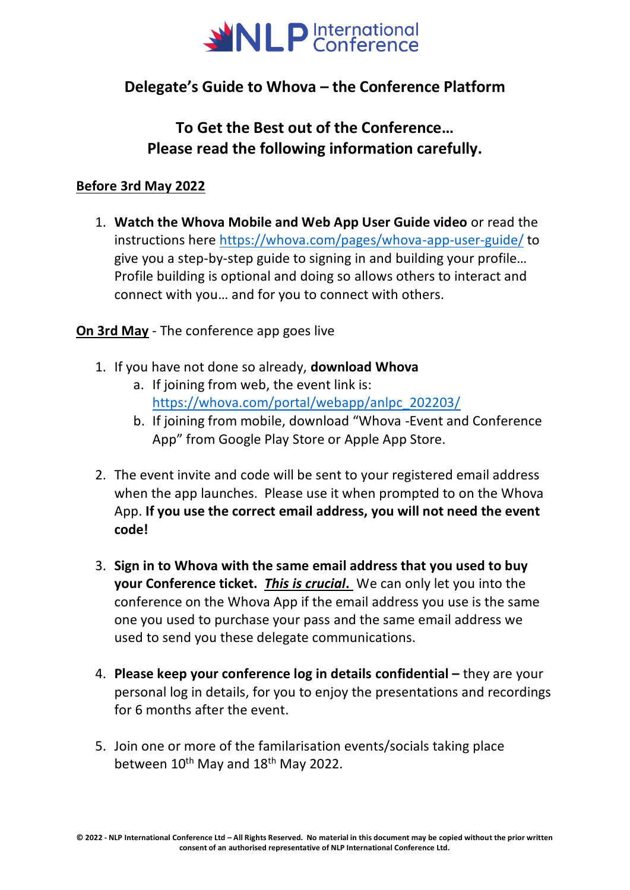# Delegate's Guide to Whova – the Conference Platform

## To Get the Best out of the Conference…
## Please read the following information carefully.

**Before 3rd May 2022**

1. **Watch the Whova Mobile and Web App User Guide video** or read the instructions here https://whova.com/pages/whova-app-user-guide/ to give you a step-by-step guide to signing in and building your profile… Profile building is optional and doing so allows others to interact and connect with you… and for you to connect with others.

**On 3rd May** - The conference app goes live

1. If you have not done so already, **download Whova**
   a. If joining from web, the event link is: https://whova.com/portal/webapp/anlpc_202203/
   b. If joining from mobile, download "Whova -Event and Conference App" from Google Play Store or Apple App Store.

2. The event invite and code will be sent to your registered email address when the app launches. Please use it when prompted to on the Whova App. **If you use the correct email address, you will not need the event code!**

3. **Sign in to Whova with the same email address that you used to buy your Conference ticket.** ***This is crucial*.** We can only let you into the conference on the Whova App if the email address you use is the same one you used to purchase your pass and the same email address we used to send you these delegate communications.

4. **Please keep your conference log in details confidential –** they are your personal log in details, for you to enjoy the presentations and recordings for 6 months after the event.

5. Join one or more of the familarisation events/socials taking place between 10th May and 18th May 2022.

© 2022 - NLP International Conference Ltd – All Rights Reserved. No material in this document may be copied without the prior written consent of an authorised representative of NLP International Conference Ltd.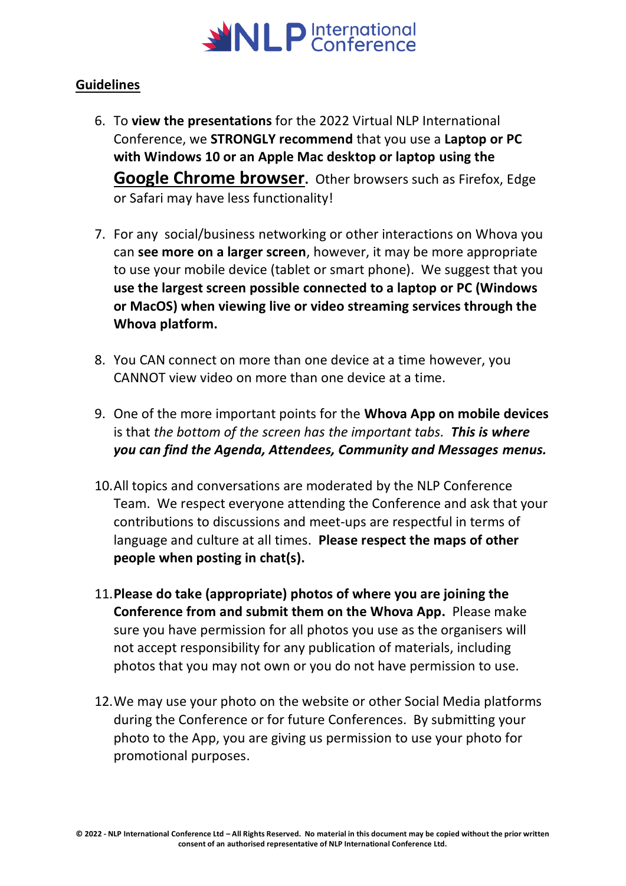**Guidelines**

6. To **view the presentations** for the 2022 Virtual NLP International Conference, we **STRONGLY recommend** that you use a **Laptop or PC with Windows 10 or an Apple Mac desktop or laptop using the Google Chrome browser.** Other browsers such as Firefox, Edge or Safari may have less functionality!

7. For any social/business networking or other interactions on Whova you can **see more on a larger screen**, however, it may be more appropriate to use your mobile device (tablet or smart phone). We suggest that you **use the largest screen possible connected to a laptop or PC (Windows or MacOS) when viewing live or video streaming services through the Whova platform.**

8. You CAN connect on more than one device at a time however, you CANNOT view video on more than one device at a time.

9. One of the more important points for the **Whova App on mobile devices** is that *the bottom of the screen has the important tabs.* ***This is where you can find the Agenda, Attendees, Community and Messages menus.***

10. All topics and conversations are moderated by the NLP Conference Team. We respect everyone attending the Conference and ask that your contributions to discussions and meet-ups are respectful in terms of language and culture at all times. **Please respect the maps of other people when posting in chat(s).**

11. **Please do take (appropriate) photos of where you are joining the Conference from and submit them on the Whova App.** Please make sure you have permission for all photos you use as the organisers will not accept responsibility for any publication of materials, including photos that you may not own or you do not have permission to use.

12. We may use your photo on the website or other Social Media platforms during the Conference or for future Conferences. By submitting your photo to the App, you are giving us permission to use your photo for promotional purposes.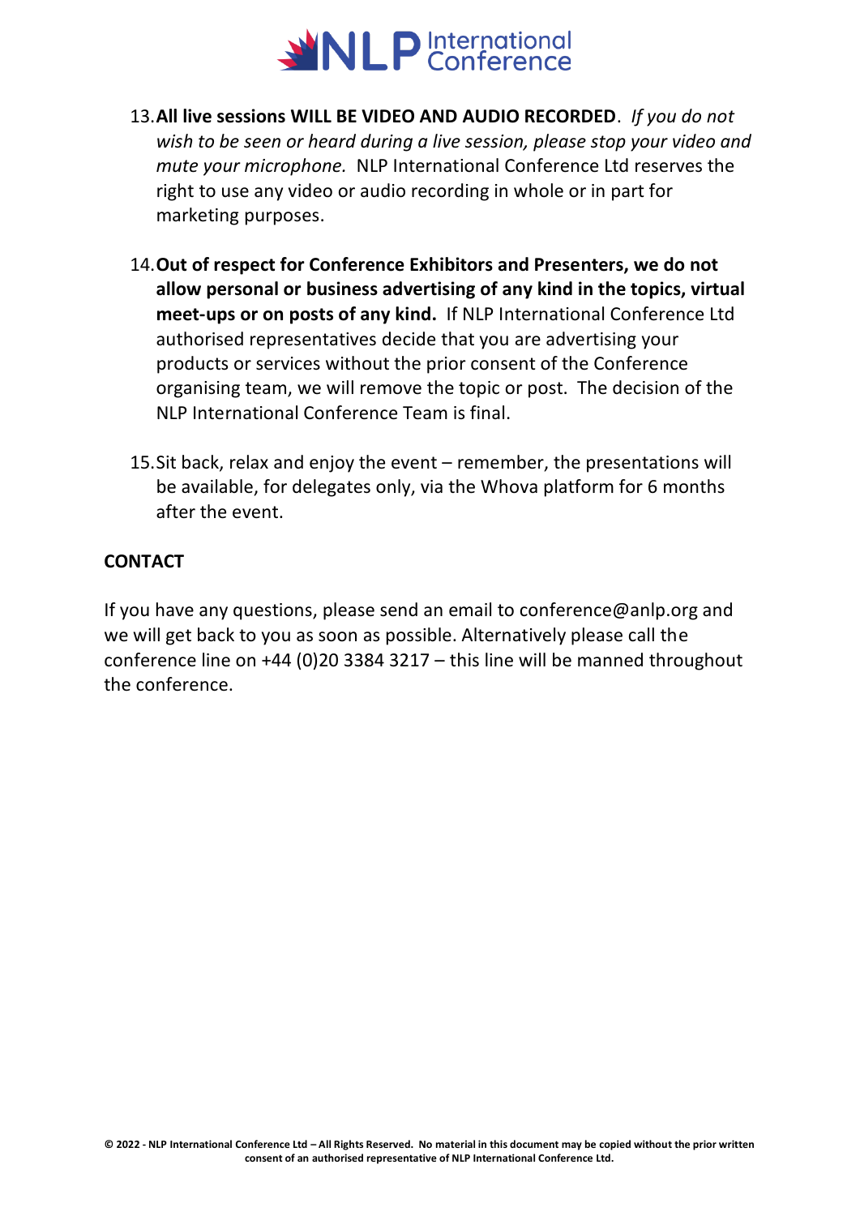13. **All live sessions WILL BE VIDEO AND AUDIO RECORDED**. *If you do not wish to be seen or heard during a live session, please stop your video and mute your microphone.* NLP International Conference Ltd reserves the right to use any video or audio recording in whole or in part for marketing purposes.

14. **Out of respect for Conference Exhibitors and Presenters, we do not allow personal or business advertising of any kind in the topics, virtual meet-ups or on posts of any kind.** If NLP International Conference Ltd authorised representatives decide that you are advertising your products or services without the prior consent of the Conference organising team, we will remove the topic or post. The decision of the NLP International Conference Team is final.

15. Sit back, relax and enjoy the event – remember, the presentations will be available, for delegates only, via the Whova platform for 6 months after the event.

**CONTACT**

If you have any questions, please send an email to conference@anlp.org and we will get back to you as soon as possible. Alternatively please call the conference line on +44 (0)20 3384 3217 – this line will be manned throughout the conference.

**© 2022 - NLP International Conference Ltd – All Rights Reserved. No material in this document may be copied without the prior written consent of an authorised representative of NLP International Conference Ltd.**